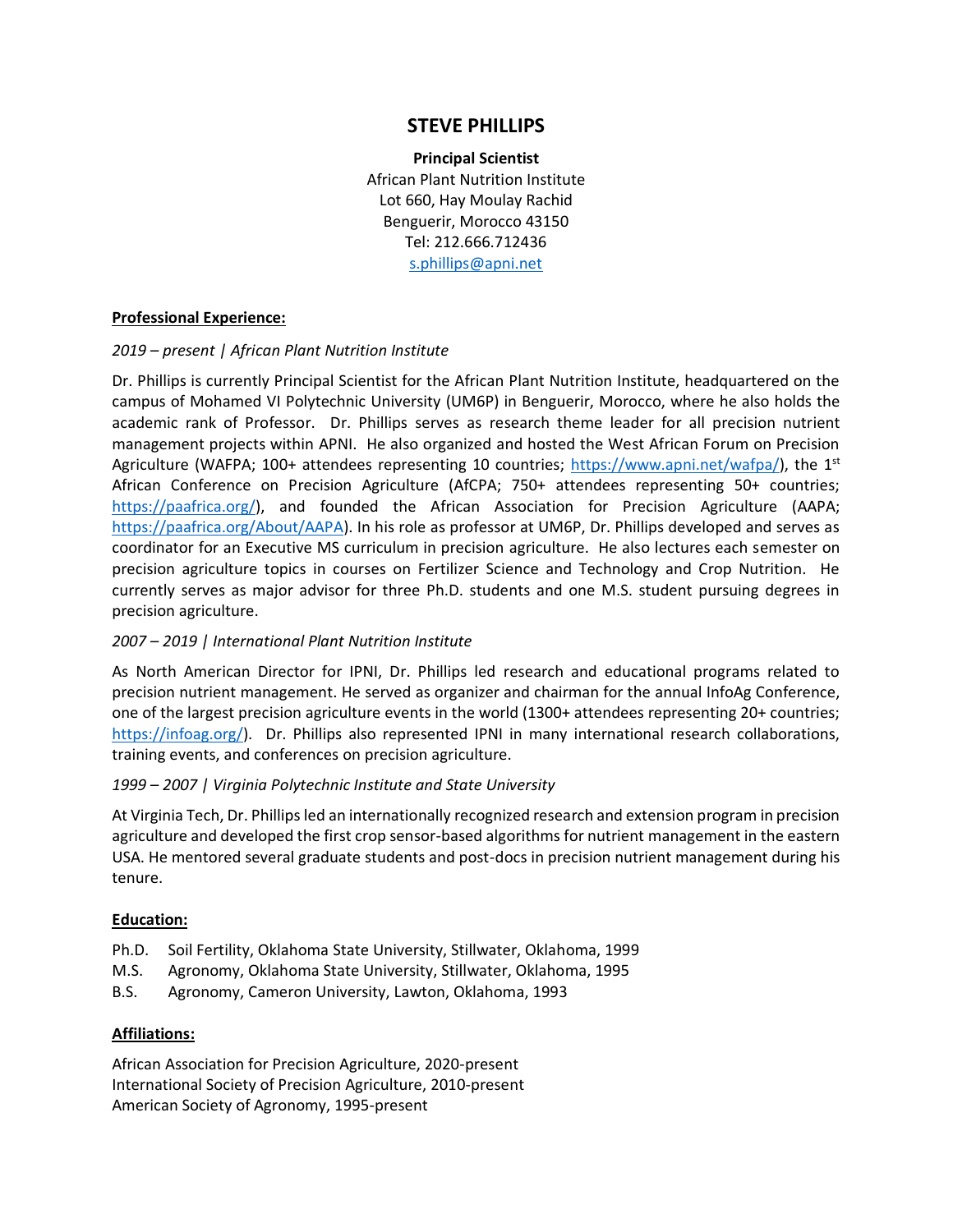# STEVE PHILLIPS

**Principal Scientist**
African Plant Nutrition Institute
Lot 660, Hay Moulay Rachid
Benguerir, Morocco 43150
Tel: 212.666.712436
s.phillips@apni.net

## Professional Experience:

*2019 – present | African Plant Nutrition Institute*

Dr. Phillips is currently Principal Scientist for the African Plant Nutrition Institute, headquartered on the campus of Mohamed VI Polytechnic University (UM6P) in Benguerir, Morocco, where he also holds the academic rank of Professor. Dr. Phillips serves as research theme leader for all precision nutrient management projects within APNI. He also organized and hosted the West African Forum on Precision Agriculture (WAFPA; 100+ attendees representing 10 countries; https://www.apni.net/wafpa/), the 1st African Conference on Precision Agriculture (AfCPA; 750+ attendees representing 50+ countries; https://paafrica.org/), and founded the African Association for Precision Agriculture (AAPA; https://paafrica.org/About/AAPA). In his role as professor at UM6P, Dr. Phillips developed and serves as coordinator for an Executive MS curriculum in precision agriculture. He also lectures each semester on precision agriculture topics in courses on Fertilizer Science and Technology and Crop Nutrition. He currently serves as major advisor for three Ph.D. students and one M.S. student pursuing degrees in precision agriculture.

*2007 – 2019 | International Plant Nutrition Institute*

As North American Director for IPNI, Dr. Phillips led research and educational programs related to precision nutrient management. He served as organizer and chairman for the annual InfoAg Conference, one of the largest precision agriculture events in the world (1300+ attendees representing 20+ countries; https://infoag.org/). Dr. Phillips also represented IPNI in many international research collaborations, training events, and conferences on precision agriculture.

*1999 – 2007 | Virginia Polytechnic Institute and State University*

At Virginia Tech, Dr. Phillips led an internationally recognized research and extension program in precision agriculture and developed the first crop sensor-based algorithms for nutrient management in the eastern USA. He mentored several graduate students and post-docs in precision nutrient management during his tenure.

## Education:

Ph.D. Soil Fertility, Oklahoma State University, Stillwater, Oklahoma, 1999
M.S. Agronomy, Oklahoma State University, Stillwater, Oklahoma, 1995
B.S. Agronomy, Cameron University, Lawton, Oklahoma, 1993

## Affiliations:

African Association for Precision Agriculture, 2020-present
International Society of Precision Agriculture, 2010-present
American Society of Agronomy, 1995-present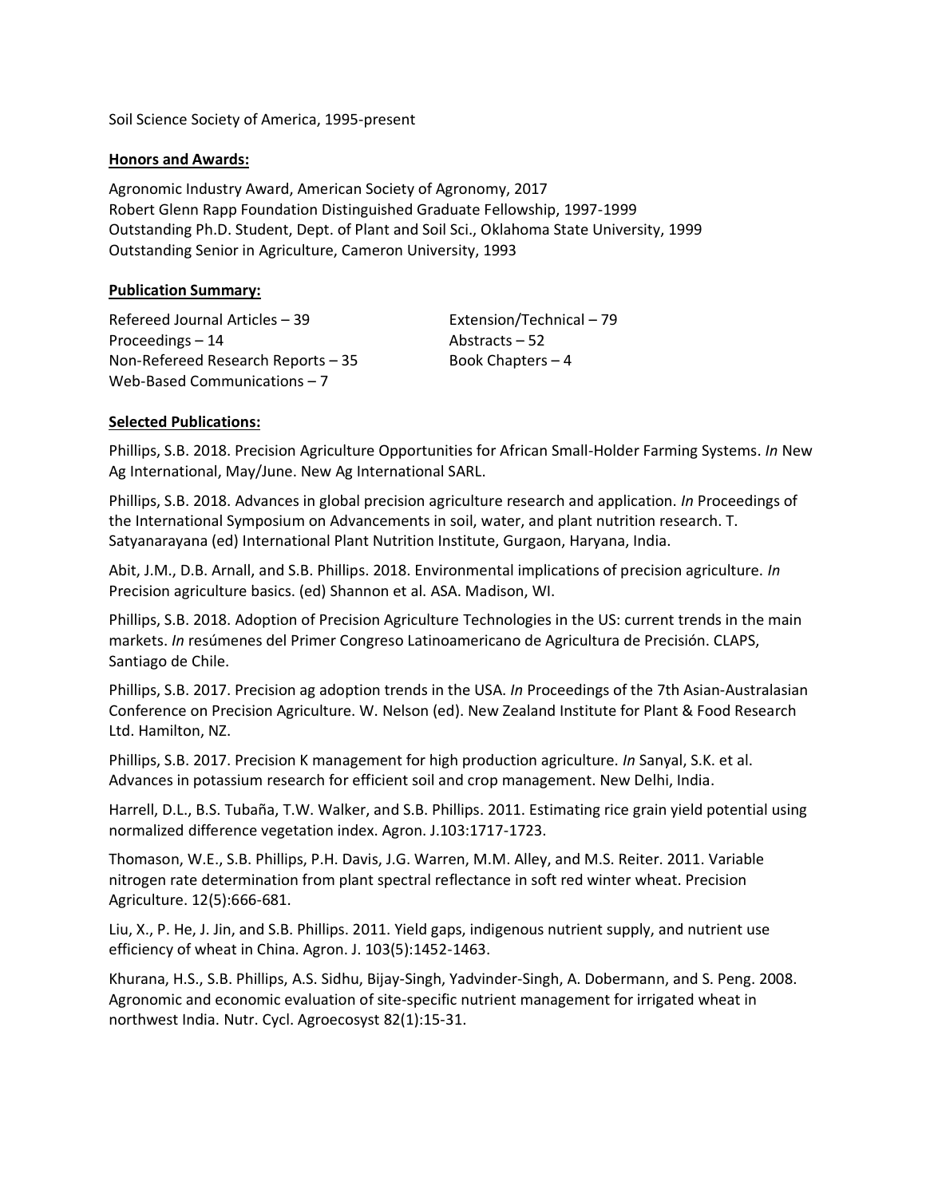Soil Science Society of America, 1995-present

**Honors and Awards:**

Agronomic Industry Award, American Society of Agronomy, 2017
Robert Glenn Rapp Foundation Distinguished Graduate Fellowship, 1997-1999
Outstanding Ph.D. Student, Dept. of Plant and Soil Sci., Oklahoma State University, 1999
Outstanding Senior in Agriculture, Cameron University, 1993

**Publication Summary:**

Refereed Journal Articles – 39
Proceedings – 14
Non-Refereed Research Reports – 35
Web-Based Communications – 7
Extension/Technical – 79
Abstracts – 52
Book Chapters – 4

**Selected Publications:**

Phillips, S.B. 2018. Precision Agriculture Opportunities for African Small-Holder Farming Systems. *In* New Ag International, May/June. New Ag International SARL.

Phillips, S.B. 2018. Advances in global precision agriculture research and application. *In* Proceedings of the International Symposium on Advancements in soil, water, and plant nutrition research. T. Satyanarayana (ed) International Plant Nutrition Institute, Gurgaon, Haryana, India.

Abit, J.M., D.B. Arnall, and S.B. Phillips. 2018. Environmental implications of precision agriculture. *In* Precision agriculture basics. (ed) Shannon et al. ASA. Madison, WI.

Phillips, S.B. 2018. Adoption of Precision Agriculture Technologies in the US: current trends in the main markets. *In* resúmenes del Primer Congreso Latinoamericano de Agricultura de Precisión. CLAPS, Santiago de Chile.

Phillips, S.B. 2017. Precision ag adoption trends in the USA. *In* Proceedings of the 7th Asian-Australasian Conference on Precision Agriculture. W. Nelson (ed). New Zealand Institute for Plant & Food Research Ltd. Hamilton, NZ.

Phillips, S.B. 2017. Precision K management for high production agriculture. *In* Sanyal, S.K. et al. Advances in potassium research for efficient soil and crop management. New Delhi, India.

Harrell, D.L., B.S. Tubaña, T.W. Walker, and S.B. Phillips. 2011. Estimating rice grain yield potential using normalized difference vegetation index. Agron. J.103:1717-1723.

Thomason, W.E., S.B. Phillips, P.H. Davis, J.G. Warren, M.M. Alley, and M.S. Reiter. 2011. Variable nitrogen rate determination from plant spectral reflectance in soft red winter wheat. Precision Agriculture. 12(5):666-681.

Liu, X., P. He, J. Jin, and S.B. Phillips. 2011. Yield gaps, indigenous nutrient supply, and nutrient use efficiency of wheat in China. Agron. J. 103(5):1452-1463.

Khurana, H.S., S.B. Phillips, A.S. Sidhu, Bijay-Singh, Yadvinder-Singh, A. Dobermann, and S. Peng. 2008. Agronomic and economic evaluation of site-specific nutrient management for irrigated wheat in northwest India. Nutr. Cycl. Agroecosyst 82(1):15-31.